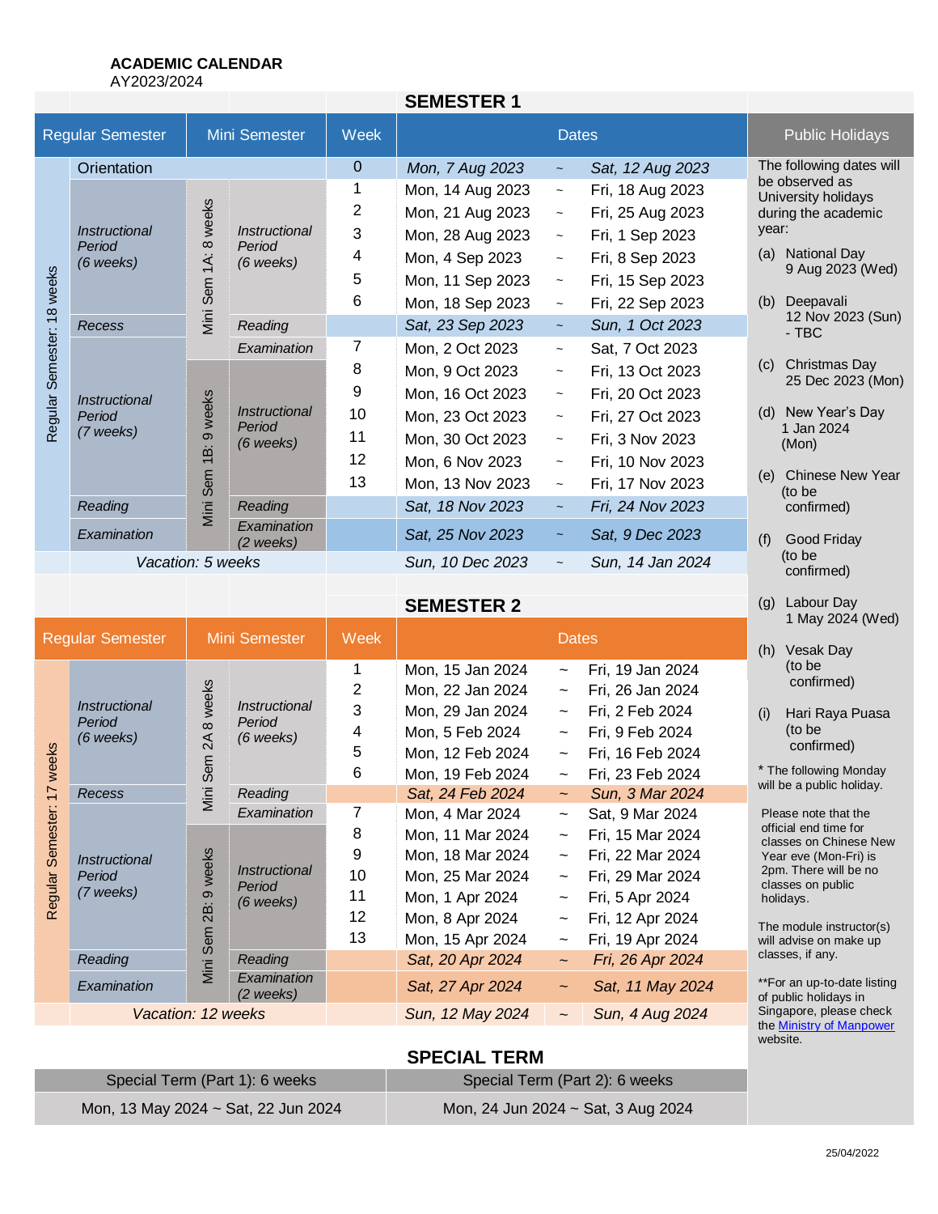**ACADEMIC CALENDAR**
AY2023/2024

## SEMESTER 1

| Regular Semester | | Mini Semester | | Week | Dates | | |
|---|---|---|---|---|---|---|---|
| Regular Semester: 18 weeks | Orientation | | | 0 | *Mon, 7 Aug 2023* | ~ | *Sat, 12 Aug 2023* |
| | *Instructional Period (6 weeks)* | Mini Sem 1A: 8 weeks | *Instructional Period (6 weeks)* | 1 | Mon, 14 Aug 2023 | ~ | Fri, 18 Aug 2023 |
| | | | | 2 | Mon, 21 Aug 2023 | ~ | Fri, 25 Aug 2023 |
| | | | | 3 | Mon, 28 Aug 2023 | ~ | Fri, 1 Sep 2023 |
| | | | | 4 | Mon, 4 Sep 2023 | ~ | Fri, 8 Sep 2023 |
| | | | | 5 | Mon, 11 Sep 2023 | ~ | Fri, 15 Sep 2023 |
| | | | | 6 | Mon, 18 Sep 2023 | ~ | Fri, 22 Sep 2023 |
| | *Recess* | | *Reading* | | *Sat, 23 Sep 2023* | ~ | *Sun, 1 Oct 2023* |
| | *Instructional Period (7 weeks)* | | *Examination* | 7 | Mon, 2 Oct 2023 | ~ | Sat, 7 Oct 2023 |
| | | Mini Sem 1B: 9 weeks | *Instructional Period (6 weeks)* | 8 | Mon, 9 Oct 2023 | ~ | Fri, 13 Oct 2023 |
| | | | | 9 | Mon, 16 Oct 2023 | ~ | Fri, 20 Oct 2023 |
| | | | | 10 | Mon, 23 Oct 2023 | ~ | Fri, 27 Oct 2023 |
| | | | | 11 | Mon, 30 Oct 2023 | ~ | Fri, 3 Nov 2023 |
| | | | | 12 | Mon, 6 Nov 2023 | ~ | Fri, 10 Nov 2023 |
| | | | | 13 | Mon, 13 Nov 2023 | ~ | Fri, 17 Nov 2023 |
| | *Reading* | | *Reading* | | *Sat, 18 Nov 2023* | ~ | *Fri, 24 Nov 2023* |
| | *Examination* | | *Examination (2 weeks)* | | *Sat, 25 Nov 2023* | ~ | *Sat, 9 Dec 2023* |
| | *Vacation: 5 weeks* | | | | *Sun, 10 Dec 2023* | ~ | *Sun, 14 Jan 2024* |

## SEMESTER 2

| Regular Semester | | Mini Semester | | Week | Dates | | |
|---|---|---|---|---|---|---|---|
| Regular Semester: 17 weeks | *Instructional Period (6 weeks)* | Mini Sem 2A 8 weeks | *Instructional Period (6 weeks)* | 1 | Mon, 15 Jan 2024 | ~ | Fri, 19 Jan 2024 |
| | | | | 2 | Mon, 22 Jan 2024 | ~ | Fri, 26 Jan 2024 |
| | | | | 3 | Mon, 29 Jan 2024 | ~ | Fri, 2 Feb 2024 |
| | | | | 4 | Mon, 5 Feb 2024 | ~ | Fri, 9 Feb 2024 |
| | | | | 5 | Mon, 12 Feb 2024 | ~ | Fri, 16 Feb 2024 |
| | | | | 6 | Mon, 19 Feb 2024 | ~ | Fri, 23 Feb 2024 |
| | *Recess* | | *Reading* | | *Sat, 24 Feb 2024* | ~ | *Sun, 3 Mar 2024* |
| | *Instructional Period (7 weeks)* | | *Examination* | 7 | Mon, 4 Mar 2024 | ~ | Sat, 9 Mar 2024 |
| | | Mini Sem 2B: 9 weeks | *Instructional Period (6 weeks)* | 8 | Mon, 11 Mar 2024 | ~ | Fri, 15 Mar 2024 |
| | | | | 9 | Mon, 18 Mar 2024 | ~ | Fri, 22 Mar 2024 |
| | | | | 10 | Mon, 25 Mar 2024 | ~ | Fri, 29 Mar 2024 |
| | | | | 11 | Mon, 1 Apr 2024 | ~ | Fri, 5 Apr 2024 |
| | | | | 12 | Mon, 8 Apr 2024 | ~ | Fri, 12 Apr 2024 |
| | | | | 13 | Mon, 15 Apr 2024 | ~ | Fri, 19 Apr 2024 |
| | *Reading* | | *Reading* | | *Sat, 20 Apr 2024* | ~ | *Fri, 26 Apr 2024* |
| | *Examination* | | *Examination (2 weeks)* | | *Sat, 27 Apr 2024* | ~ | *Sat, 11 May 2024* |
| | *Vacation: 12 weeks* | | | | *Sun, 12 May 2024* | ~ | *Sun, 4 Aug 2024* |

## SPECIAL TERM

| Special Term (Part 1): 6 weeks | Special Term (Part 2): 6 weeks |
|---|---|
| Mon, 13 May 2024 ~ Sat, 22 Jun 2024 | Mon, 24 Jun 2024 ~ Sat, 3 Aug 2024 |

## Public Holidays

The following dates will be observed as University holidays during the academic year:

(a) National Day
9 Aug 2023 (Wed)

(b) Deepavali
12 Nov 2023 (Sun) - TBC

(c) Christmas Day
25 Dec 2023 (Mon)

(d) New Year's Day
1 Jan 2024 (Mon)

(e) Chinese New Year
(to be confirmed)

(f) Good Friday
(to be confirmed)

(g) Labour Day
1 May 2024 (Wed)

(h) Vesak Day
(to be confirmed)

(i) Hari Raya Puasa
(to be confirmed)

* The following Monday will be a public holiday.

Please note that the official end time for classes on Chinese New Year eve (Mon-Fri) is 2pm. There will be no classes on public holidays.

The module instructor(s) will advise on make up classes, if any.

**For an up-to-date listing of public holidays in Singapore, please check the Ministry of Manpower website.

25/04/2022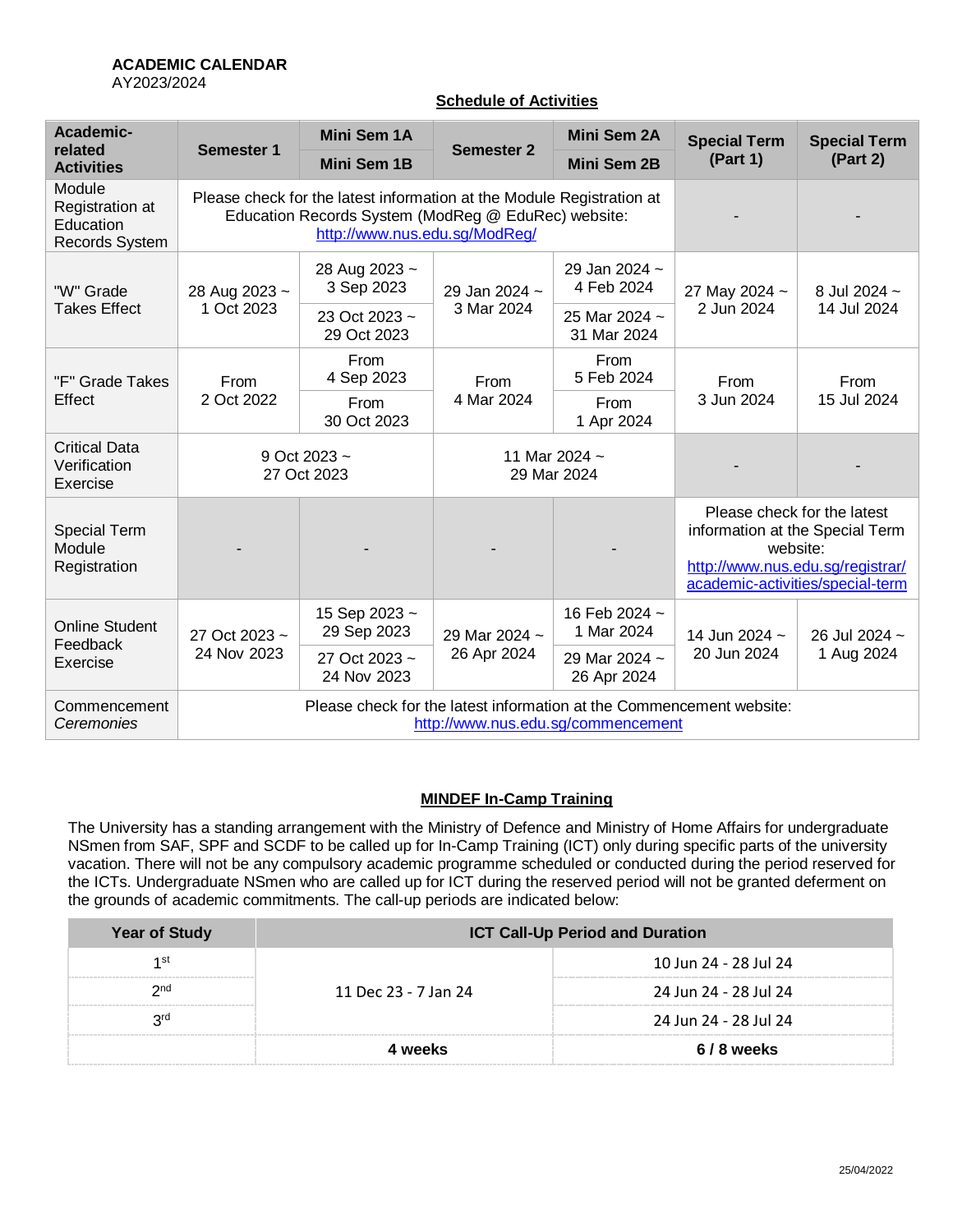**ACADEMIC CALENDAR**
AY2023/2024

## Schedule of Activities

| Academic-related Activities | Semester 1 | Mini Sem 1A / Mini Sem 1B | Semester 2 | Mini Sem 2A / Mini Sem 2B | Special Term (Part 1) | Special Term (Part 2) |
|---|---|---|---|---|---|---|
| Module Registration at Education Records System | Please check for the latest information at the Module Registration at Education Records System (ModReg @ EduRec) website: http://www.nus.edu.sg/ModReg/ | | | | - | - |
| "W" Grade Takes Effect | 28 Aug 2023 ~ 1 Oct 2023 | 1A: 28 Aug 2023 ~ 3 Sep 2023<br>1B: 23 Oct 2023 ~ 29 Oct 2023 | 29 Jan 2024 ~ 3 Mar 2024 | 2A: 29 Jan 2024 ~ 4 Feb 2024<br>2B: 25 Mar 2024 ~ 31 Mar 2024 | 27 May 2024 ~ 2 Jun 2024 | 8 Jul 2024 ~ 14 Jul 2024 |
| "F" Grade Takes Effect | From 2 Oct 2022 | 1A: From 4 Sep 2023<br>1B: From 30 Oct 2023 | From 4 Mar 2024 | 2A: From 5 Feb 2024<br>2B: From 1 Apr 2024 | From 3 Jun 2024 | From 15 Jul 2024 |
| Critical Data Verification Exercise | 9 Oct 2023 ~ 27 Oct 2023 | | 11 Mar 2024 ~ 29 Mar 2024 | | - | - |
| Special Term Module Registration | - | - | - | - | Please check for the latest information at the Special Term website: http://www.nus.edu.sg/registrar/academic-activities/special-term | |
| Online Student Feedback Exercise | 27 Oct 2023 ~ 24 Nov 2023 | 1A: 15 Sep 2023 ~ 29 Sep 2023<br>1B: 27 Oct 2023 ~ 24 Nov 2023 | 29 Mar 2024 ~ 26 Apr 2024 | 2A: 16 Feb 2024 ~ 1 Mar 2024<br>2B: 29 Mar 2024 ~ 26 Apr 2024 | 14 Jun 2024 ~ 20 Jun 2024 | 26 Jul 2024 ~ 1 Aug 2024 |
| Commencement *Ceremonies* | Please check for the latest information at the Commencement website: http://www.nus.edu.sg/commencement | | | | | |

## MINDEF In-Camp Training

The University has a standing arrangement with the Ministry of Defence and Ministry of Home Affairs for undergraduate NSmen from SAF, SPF and SCDF to be called up for In-Camp Training (ICT) only during specific parts of the university vacation. There will not be any compulsory academic programme scheduled or conducted during the period reserved for the ICTs. Undergraduate NSmen who are called up for ICT during the reserved period will not be granted deferment on the grounds of academic commitments. The call-up periods are indicated below:

| Year of Study | ICT Call-Up Period and Duration | |
|---|---|---|
| 1st | 11 Dec 23 - 7 Jan 24 | 10 Jun 24 - 28 Jul 24 |
| 2nd | 11 Dec 23 - 7 Jan 24 | 24 Jun 24 - 28 Jul 24 |
| 3rd | 11 Dec 23 - 7 Jan 24 | 24 Jun 24 - 28 Jul 24 |
| | **4 weeks** | **6 / 8 weeks** |

25/04/2022